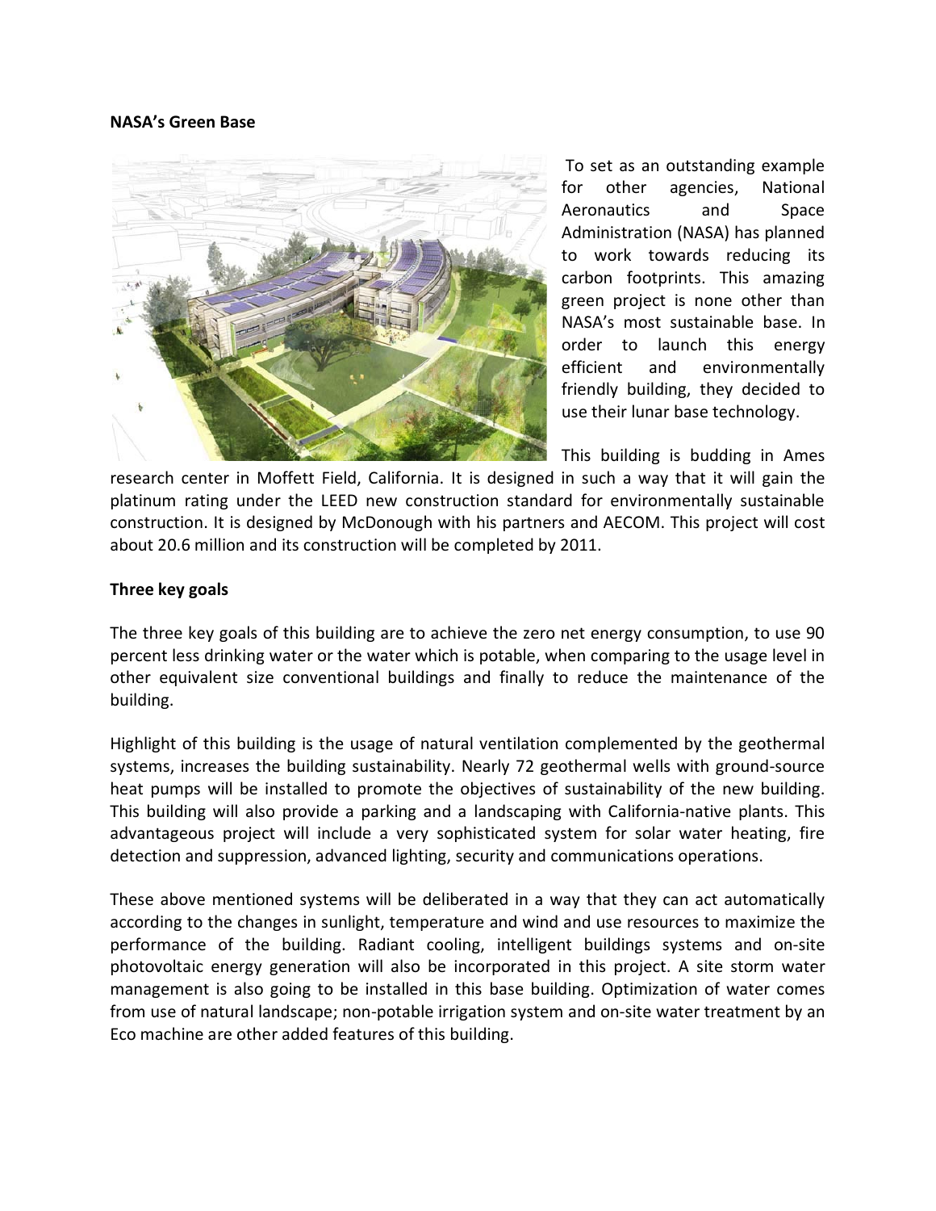**NASA's Green Base**

To set as an outstanding example for other agencies, National Aeronautics and Space Administration (NASA) has planned to work towards reducing its carbon footprints. This amazing green project is none other than NASA's most sustainable base. In order to launch this energy efficient and environmentally friendly building, they decided to use their lunar base technology.

This building is budding in Ames research center in Moffett Field, California. It is designed in such a way that it will gain the platinum rating under the LEED new construction standard for environmentally sustainable construction. It is designed by McDonough with his partners and AECOM. This project will cost about 20.6 million and its construction will be completed by 2011.

**Three key goals**

The three key goals of this building are to achieve the zero net energy consumption, to use 90 percent less drinking water or the water which is potable, when comparing to the usage level in other equivalent size conventional buildings and finally to reduce the maintenance of the building.

Highlight of this building is the usage of natural ventilation complemented by the geothermal systems, increases the building sustainability. Nearly 72 geothermal wells with ground-source heat pumps will be installed to promote the objectives of sustainability of the new building. This building will also provide a parking and a landscaping with California-native plants. This advantageous project will include a very sophisticated system for solar water heating, fire detection and suppression, advanced lighting, security and communications operations.

These above mentioned systems will be deliberated in a way that they can act automatically according to the changes in sunlight, temperature and wind and use resources to maximize the performance of the building. Radiant cooling, intelligent buildings systems and on-site photovoltaic energy generation will also be incorporated in this project. A site storm water management is also going to be installed in this base building. Optimization of water comes from use of natural landscape; non-potable irrigation system and on-site water treatment by an Eco machine are other added features of this building.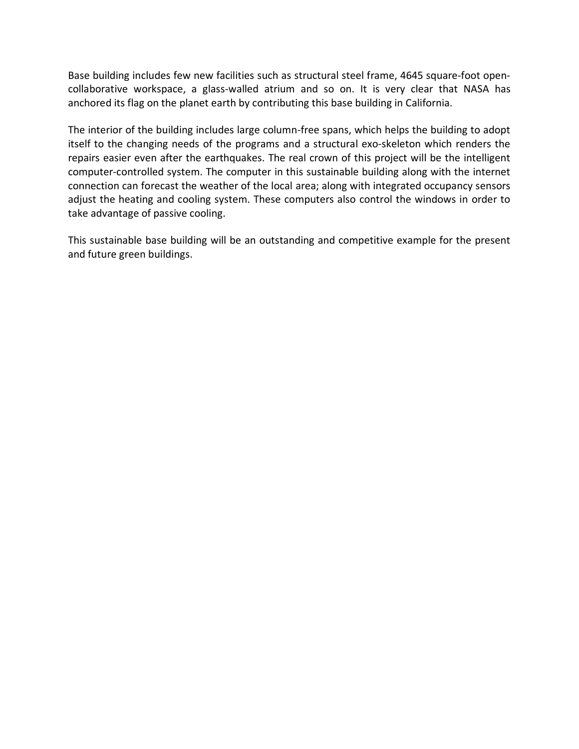Base building includes few new facilities such as structural steel frame, 4645 square-foot open-collaborative workspace, a glass-walled atrium and so on. It is very clear that NASA has anchored its flag on the planet earth by contributing this base building in California.

The interior of the building includes large column-free spans, which helps the building to adopt itself to the changing needs of the programs and a structural exo-skeleton which renders the repairs easier even after the earthquakes. The real crown of this project will be the intelligent computer-controlled system. The computer in this sustainable building along with the internet connection can forecast the weather of the local area; along with integrated occupancy sensors adjust the heating and cooling system. These computers also control the windows in order to take advantage of passive cooling.

This sustainable base building will be an outstanding and competitive example for the present and future green buildings.